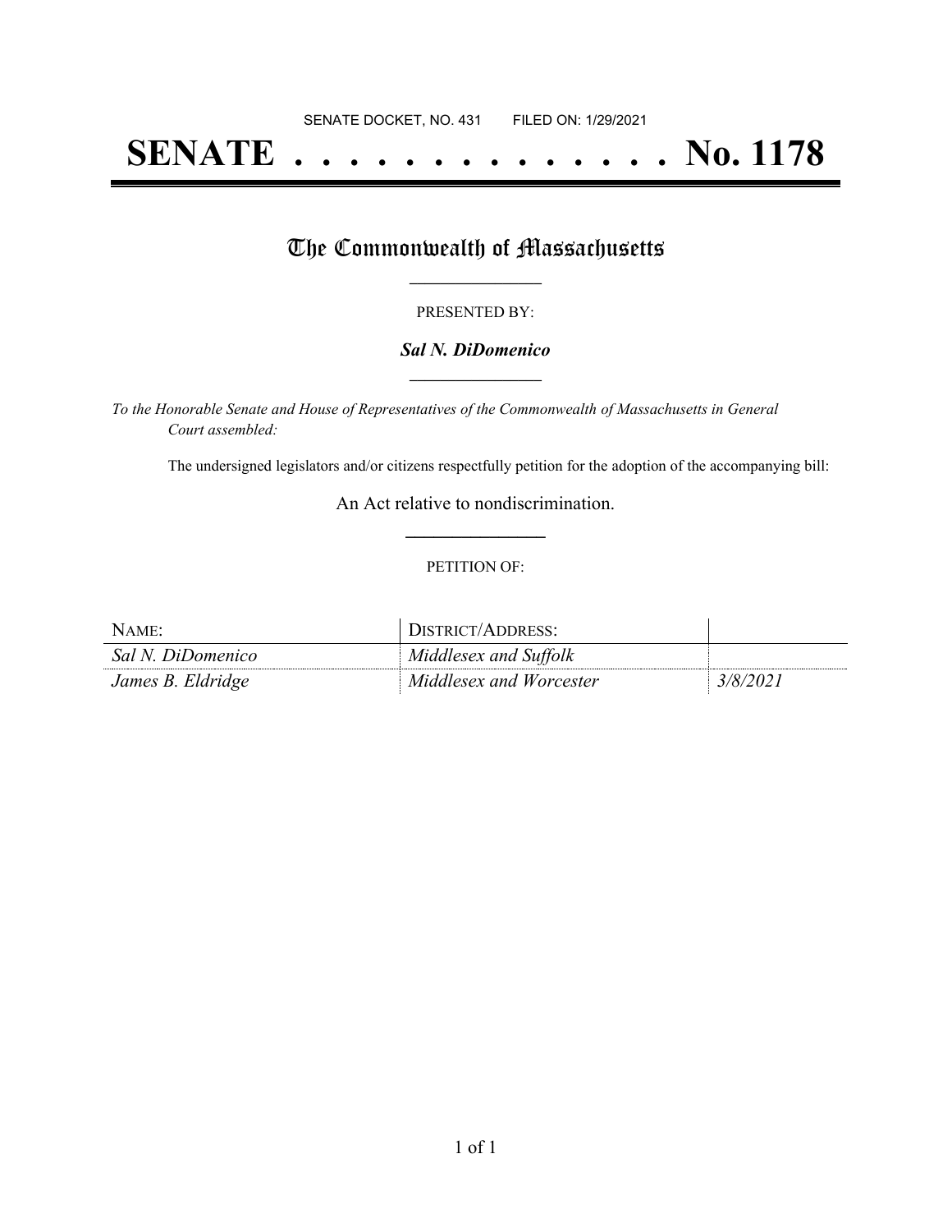SENATE DOCKET, NO. 431        FILED ON: 1/29/2021

# SENATE . . . . . . . . . . . . . . No. 1178

## The Commonwealth of Massachusetts

PRESENTED BY:

***Sal N. DiDomenico***

*To the Honorable Senate and House of Representatives of the Commonwealth of Massachusetts in General Court assembled:*

The undersigned legislators and/or citizens respectfully petition for the adoption of the accompanying bill:

An Act relative to nondiscrimination.

PETITION OF:

| NAME: | DISTRICT/ADDRESS: | |
|---|---|---|
| *Sal N. DiDomenico* | *Middlesex and Suffolk* | |
| *James B. Eldridge* | *Middlesex and Worcester* | *3/8/2021* |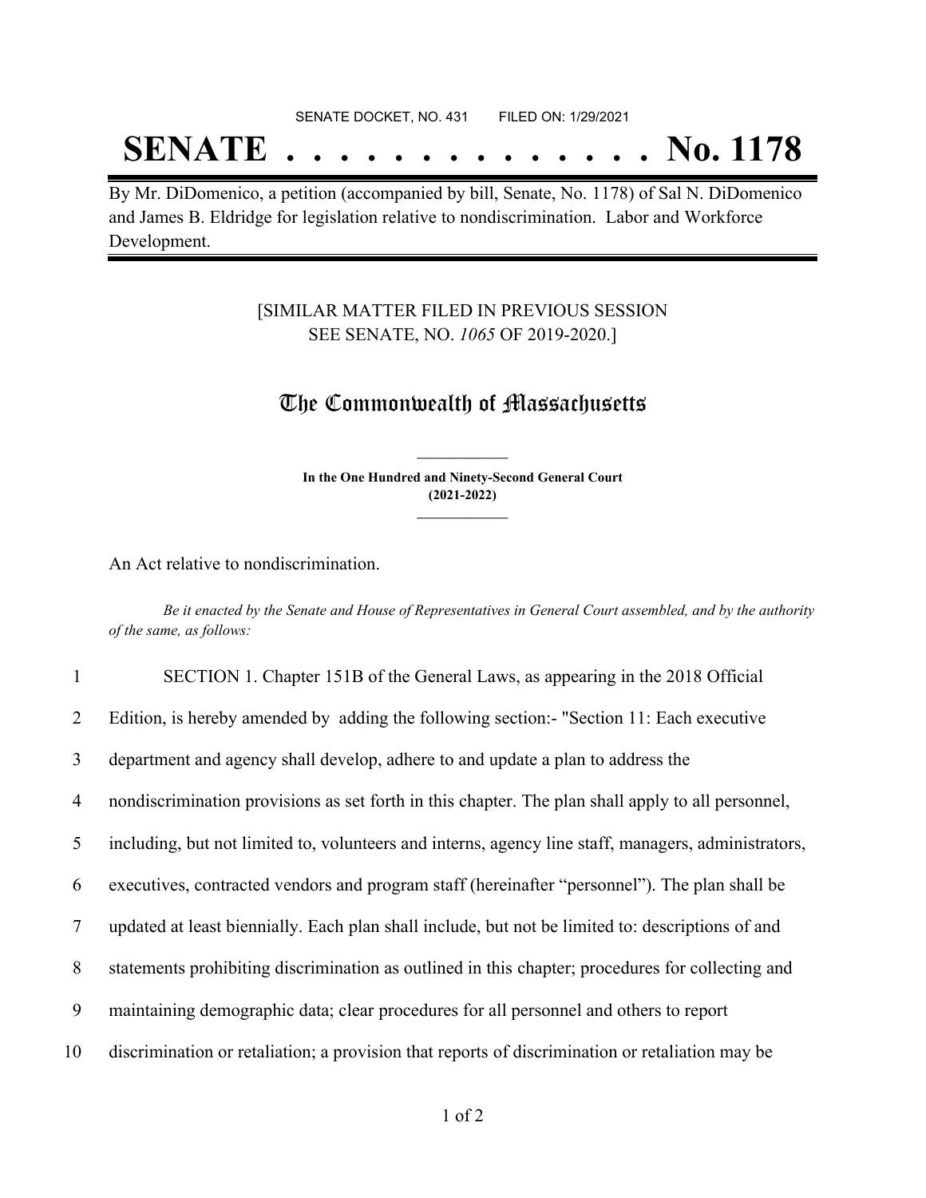SENATE DOCKET, NO. 431        FILED ON: 1/29/2021

# SENATE . . . . . . . . . . . . . . No. 1178

By Mr. DiDomenico, a petition (accompanied by bill, Senate, No. 1178) of Sal N. DiDomenico and James B. Eldridge for legislation relative to nondiscrimination. Labor and Workforce Development.

[SIMILAR MATTER FILED IN PREVIOUS SESSION
SEE SENATE, NO. *1065* OF 2019-2020.]

## The Commonwealth of Massachusetts

**In the One Hundred and Ninety-Second General Court**
**(2021-2022)**

An Act relative to nondiscrimination.

*Be it enacted by the Senate and House of Representatives in General Court assembled, and by the authority of the same, as follows:*

1 SECTION 1. Chapter 151B of the General Laws, as appearing in the 2018 Official
2 Edition, is hereby amended by adding the following section:- "Section 11: Each executive
3 department and agency shall develop, adhere to and update a plan to address the
4 nondiscrimination provisions as set forth in this chapter. The plan shall apply to all personnel,
5 including, but not limited to, volunteers and interns, agency line staff, managers, administrators,
6 executives, contracted vendors and program staff (hereinafter "personnel"). The plan shall be
7 updated at least biennially. Each plan shall include, but not be limited to: descriptions of and
8 statements prohibiting discrimination as outlined in this chapter; procedures for collecting and
9 maintaining demographic data; clear procedures for all personnel and others to report
10 discrimination or retaliation; a provision that reports of discrimination or retaliation may be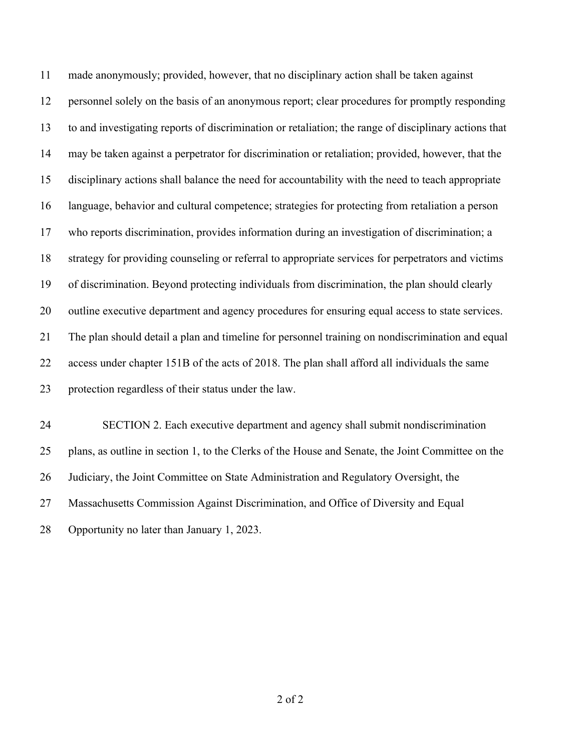made anonymously; provided, however, that no disciplinary action shall be taken against personnel solely on the basis of an anonymous report; clear procedures for promptly responding to and investigating reports of discrimination or retaliation; the range of disciplinary actions that may be taken against a perpetrator for discrimination or retaliation; provided, however, that the disciplinary actions shall balance the need for accountability with the need to teach appropriate language, behavior and cultural competence; strategies for protecting from retaliation a person who reports discrimination, provides information during an investigation of discrimination; a strategy for providing counseling or referral to appropriate services for perpetrators and victims of discrimination. Beyond protecting individuals from discrimination, the plan should clearly outline executive department and agency procedures for ensuring equal access to state services. The plan should detail a plan and timeline for personnel training on nondiscrimination and equal access under chapter 151B of the acts of 2018. The plan shall afford all individuals the same protection regardless of their status under the law.

SECTION 2. Each executive department and agency shall submit nondiscrimination plans, as outline in section 1, to the Clerks of the House and Senate, the Joint Committee on the Judiciary, the Joint Committee on State Administration and Regulatory Oversight, the Massachusetts Commission Against Discrimination, and Office of Diversity and Equal Opportunity no later than January 1, 2023.